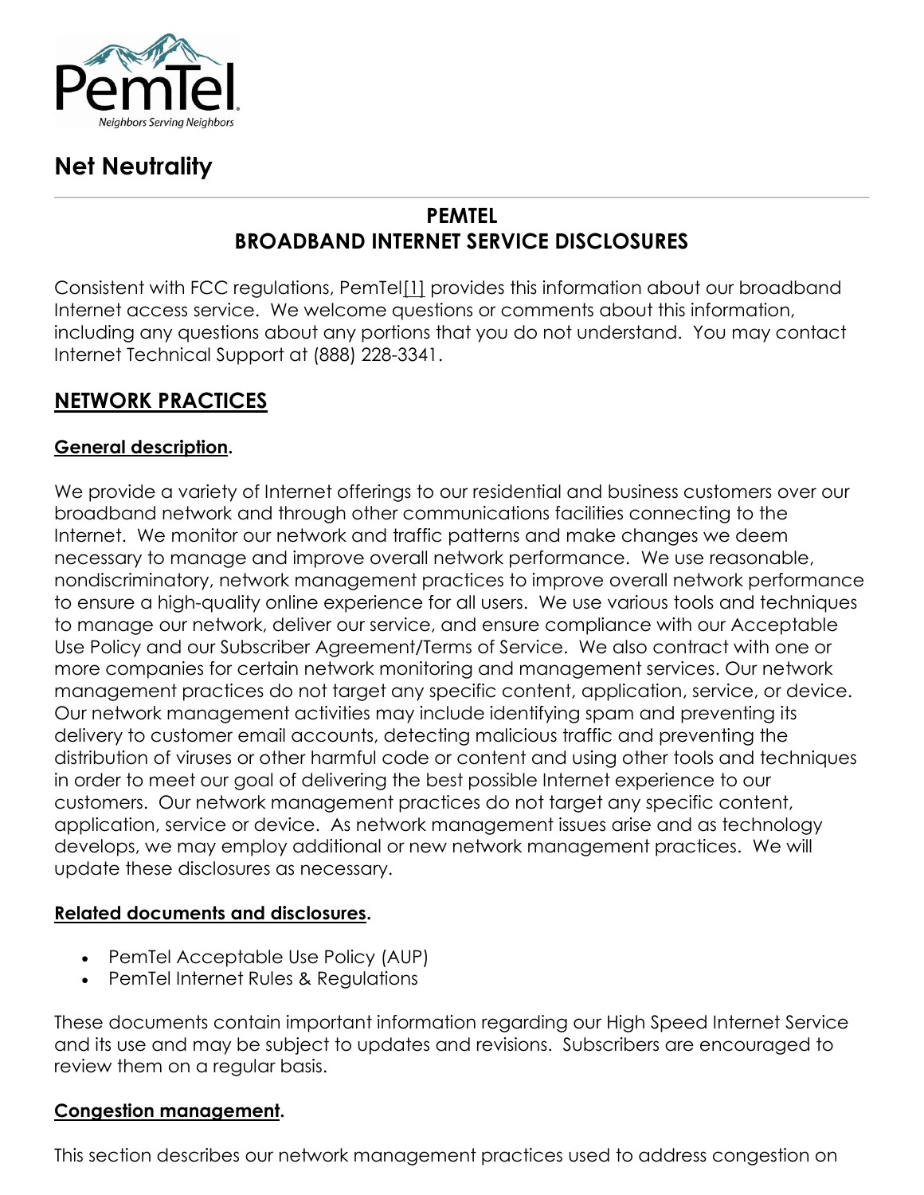# Net Neutrality

## PEMTEL
## BROADBAND INTERNET SERVICE DISCLOSURES

Consistent with FCC regulations, PemTel[1] provides this information about our broadband Internet access service. We welcome questions or comments about this information, including any questions about any portions that you do not understand. You may contact Internet Technical Support at (888) 228-3341.

## NETWORK PRACTICES

### General description.

We provide a variety of Internet offerings to our residential and business customers over our broadband network and through other communications facilities connecting to the Internet. We monitor our network and traffic patterns and make changes we deem necessary to manage and improve overall network performance. We use reasonable, nondiscriminatory, network management practices to improve overall network performance to ensure a high-quality online experience for all users. We use various tools and techniques to manage our network, deliver our service, and ensure compliance with our Acceptable Use Policy and our Subscriber Agreement/Terms of Service. We also contract with one or more companies for certain network monitoring and management services. Our network management practices do not target any specific content, application, service, or device. Our network management activities may include identifying spam and preventing its delivery to customer email accounts, detecting malicious traffic and preventing the distribution of viruses or other harmful code or content and using other tools and techniques in order to meet our goal of delivering the best possible Internet experience to our customers. Our network management practices do not target any specific content, application, service or device. As network management issues arise and as technology develops, we may employ additional or new network management practices. We will update these disclosures as necessary.

### Related documents and disclosures.

- PemTel Acceptable Use Policy (AUP)
- PemTel Internet Rules & Regulations

These documents contain important information regarding our High Speed Internet Service and its use and may be subject to updates and revisions. Subscribers are encouraged to review them on a regular basis.

### Congestion management.

This section describes our network management practices used to address congestion on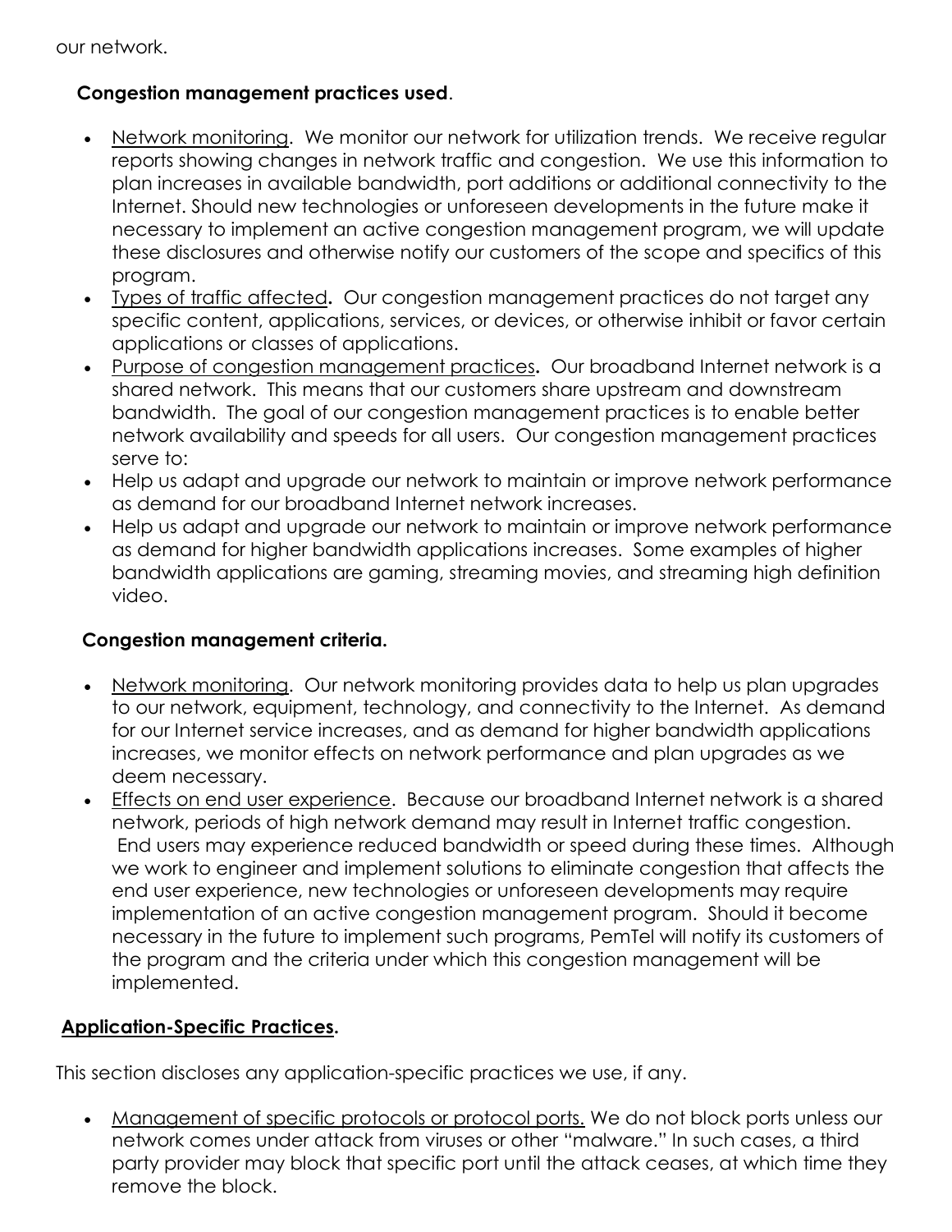our network.

**Congestion management practices used**.

- Network monitoring. We monitor our network for utilization trends. We receive regular reports showing changes in network traffic and congestion. We use this information to plan increases in available bandwidth, port additions or additional connectivity to the Internet. Should new technologies or unforeseen developments in the future make it necessary to implement an active congestion management program, we will update these disclosures and otherwise notify our customers of the scope and specifics of this program.
- Types of traffic affected**.** Our congestion management practices do not target any specific content, applications, services, or devices, or otherwise inhibit or favor certain applications or classes of applications.
- Purpose of congestion management practices**.** Our broadband Internet network is a shared network. This means that our customers share upstream and downstream bandwidth. The goal of our congestion management practices is to enable better network availability and speeds for all users. Our congestion management practices serve to:
- Help us adapt and upgrade our network to maintain or improve network performance as demand for our broadband Internet network increases.
- Help us adapt and upgrade our network to maintain or improve network performance as demand for higher bandwidth applications increases. Some examples of higher bandwidth applications are gaming, streaming movies, and streaming high definition video.

**Congestion management criteria.**

- Network monitoring. Our network monitoring provides data to help us plan upgrades to our network, equipment, technology, and connectivity to the Internet. As demand for our Internet service increases, and as demand for higher bandwidth applications increases, we monitor effects on network performance and plan upgrades as we deem necessary.
- Effects on end user experience. Because our broadband Internet network is a shared network, periods of high network demand may result in Internet traffic congestion. End users may experience reduced bandwidth or speed during these times. Although we work to engineer and implement solutions to eliminate congestion that affects the end user experience, new technologies or unforeseen developments may require implementation of an active congestion management program. Should it become necessary in the future to implement such programs, PemTel will notify its customers of the program and the criteria under which this congestion management will be implemented.

**Application-Specific Practices.**

This section discloses any application-specific practices we use, if any.

- Management of specific protocols or protocol ports. We do not block ports unless our network comes under attack from viruses or other "malware." In such cases, a third party provider may block that specific port until the attack ceases, at which time they remove the block.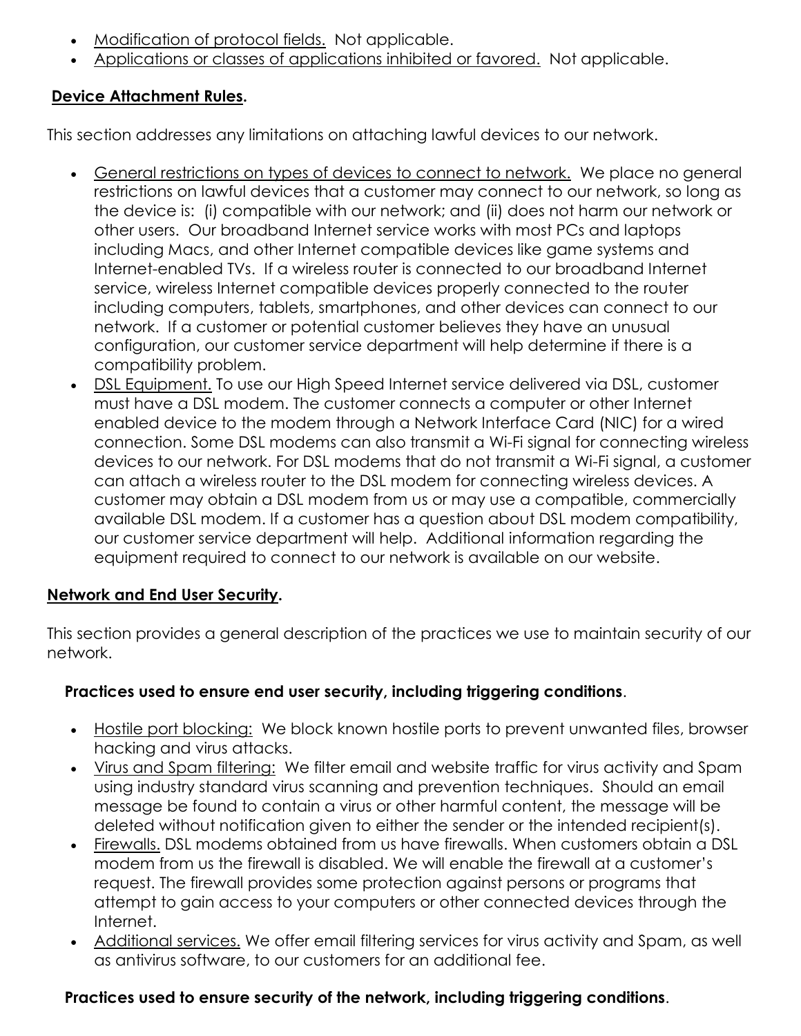- Modification of protocol fields. Not applicable.
- Applications or classes of applications inhibited or favored. Not applicable.

## Device Attachment Rules.

This section addresses any limitations on attaching lawful devices to our network.

- General restrictions on types of devices to connect to network. We place no general restrictions on lawful devices that a customer may connect to our network, so long as the device is: (i) compatible with our network; and (ii) does not harm our network or other users. Our broadband Internet service works with most PCs and laptops including Macs, and other Internet compatible devices like game systems and Internet-enabled TVs. If a wireless router is connected to our broadband Internet service, wireless Internet compatible devices properly connected to the router including computers, tablets, smartphones, and other devices can connect to our network. If a customer or potential customer believes they have an unusual configuration, our customer service department will help determine if there is a compatibility problem.
- DSL Equipment. To use our High Speed Internet service delivered via DSL, customer must have a DSL modem. The customer connects a computer or other Internet enabled device to the modem through a Network Interface Card (NIC) for a wired connection. Some DSL modems can also transmit a Wi-Fi signal for connecting wireless devices to our network. For DSL modems that do not transmit a Wi-Fi signal, a customer can attach a wireless router to the DSL modem for connecting wireless devices. A customer may obtain a DSL modem from us or may use a compatible, commercially available DSL modem. If a customer has a question about DSL modem compatibility, our customer service department will help. Additional information regarding the equipment required to connect to our network is available on our website.

## Network and End User Security.

This section provides a general description of the practices we use to maintain security of our network.

### Practices used to ensure end user security, including triggering conditions.

- Hostile port blocking: We block known hostile ports to prevent unwanted files, browser hacking and virus attacks.
- Virus and Spam filtering: We filter email and website traffic for virus activity and Spam using industry standard virus scanning and prevention techniques. Should an email message be found to contain a virus or other harmful content, the message will be deleted without notification given to either the sender or the intended recipient(s).
- Firewalls. DSL modems obtained from us have firewalls. When customers obtain a DSL modem from us the firewall is disabled. We will enable the firewall at a customer's request. The firewall provides some protection against persons or programs that attempt to gain access to your computers or other connected devices through the Internet.
- Additional services. We offer email filtering services for virus activity and Spam, as well as antivirus software, to our customers for an additional fee.

### Practices used to ensure security of the network, including triggering conditions.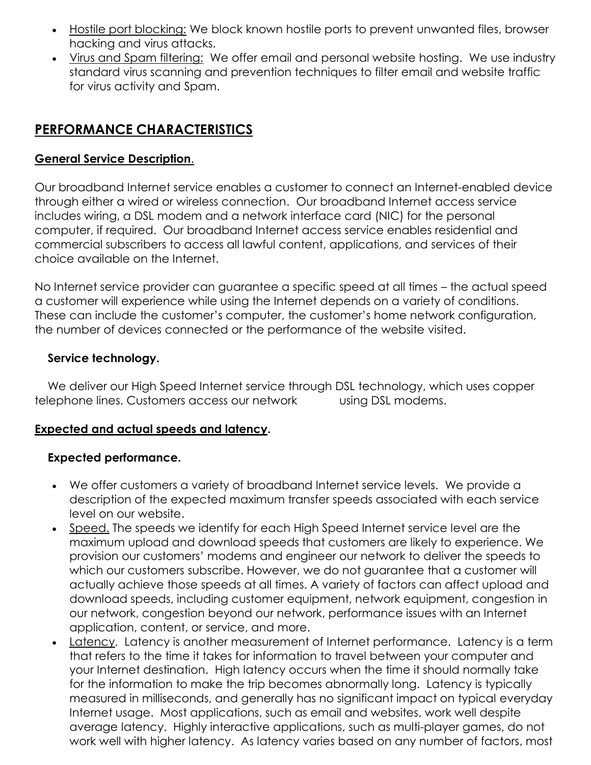- Hostile port blocking: We block known hostile ports to prevent unwanted files, browser hacking and virus attacks.
- Virus and Spam filtering: We offer email and personal website hosting. We use industry standard virus scanning and prevention techniques to filter email and website traffic for virus activity and Spam.

## PERFORMANCE CHARACTERISTICS

### General Service Description.

Our broadband Internet service enables a customer to connect an Internet-enabled device through either a wired or wireless connection. Our broadband Internet access service includes wiring, a DSL modem and a network interface card (NIC) for the personal computer, if required. Our broadband Internet access service enables residential and commercial subscribers to access all lawful content, applications, and services of their choice available on the Internet.

No Internet service provider can guarantee a specific speed at all times – the actual speed a customer will experience while using the Internet depends on a variety of conditions. These can include the customer's computer, the customer's home network configuration, the number of devices connected or the performance of the website visited.

**Service technology.**

We deliver our High Speed Internet service through DSL technology, which uses copper telephone lines. Customers access our network using DSL modems.

### Expected and actual speeds and latency.

**Expected performance.**

- We offer customers a variety of broadband Internet service levels. We provide a description of the expected maximum transfer speeds associated with each service level on our website.
- Speed. The speeds we identify for each High Speed Internet service level are the maximum upload and download speeds that customers are likely to experience. We provision our customers' modems and engineer our network to deliver the speeds to which our customers subscribe. However, we do not guarantee that a customer will actually achieve those speeds at all times. A variety of factors can affect upload and download speeds, including customer equipment, network equipment, congestion in our network, congestion beyond our network, performance issues with an Internet application, content, or service, and more.
- Latency. Latency is another measurement of Internet performance. Latency is a term that refers to the time it takes for information to travel between your computer and your Internet destination. High latency occurs when the time it should normally take for the information to make the trip becomes abnormally long. Latency is typically measured in milliseconds, and generally has no significant impact on typical everyday Internet usage. Most applications, such as email and websites, work well despite average latency. Highly interactive applications, such as multi-player games, do not work well with higher latency. As latency varies based on any number of factors, most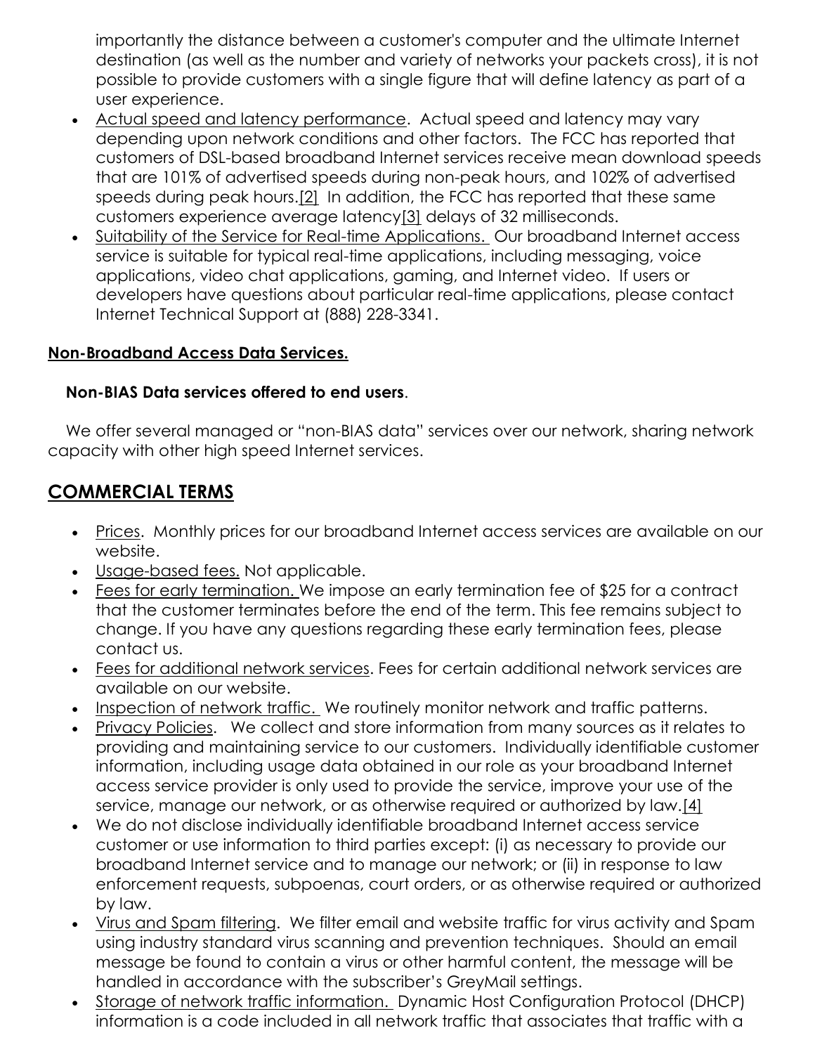importantly the distance between a customer's computer and the ultimate Internet destination (as well as the number and variety of networks your packets cross), it is not possible to provide customers with a single figure that will define latency as part of a user experience.

- Actual speed and latency performance. Actual speed and latency may vary depending upon network conditions and other factors. The FCC has reported that customers of DSL-based broadband Internet services receive mean download speeds that are 101% of advertised speeds during non-peak hours, and 102% of advertised speeds during peak hours.[2] In addition, the FCC has reported that these same customers experience average latency[3] delays of 32 milliseconds.
- Suitability of the Service for Real-time Applications. Our broadband Internet access service is suitable for typical real-time applications, including messaging, voice applications, video chat applications, gaming, and Internet video. If users or developers have questions about particular real-time applications, please contact Internet Technical Support at (888) 228-3341.

**Non-Broadband Access Data Services.**

**Non-BIAS Data services offered to end users**.

We offer several managed or "non-BIAS data" services over our network, sharing network capacity with other high speed Internet services.

## COMMERCIAL TERMS

- Prices. Monthly prices for our broadband Internet access services are available on our website.
- Usage-based fees. Not applicable.
- Fees for early termination. We impose an early termination fee of $25 for a contract that the customer terminates before the end of the term. This fee remains subject to change. If you have any questions regarding these early termination fees, please contact us.
- Fees for additional network services. Fees for certain additional network services are available on our website.
- Inspection of network traffic. We routinely monitor network and traffic patterns.
- Privacy Policies. We collect and store information from many sources as it relates to providing and maintaining service to our customers. Individually identifiable customer information, including usage data obtained in our role as your broadband Internet access service provider is only used to provide the service, improve your use of the service, manage our network, or as otherwise required or authorized by law.[4]
- We do not disclose individually identifiable broadband Internet access service customer or use information to third parties except: (i) as necessary to provide our broadband Internet service and to manage our network; or (ii) in response to law enforcement requests, subpoenas, court orders, or as otherwise required or authorized by law.
- Virus and Spam filtering. We filter email and website traffic for virus activity and Spam using industry standard virus scanning and prevention techniques. Should an email message be found to contain a virus or other harmful content, the message will be handled in accordance with the subscriber's GreyMail settings.
- Storage of network traffic information. Dynamic Host Configuration Protocol (DHCP) information is a code included in all network traffic that associates that traffic with a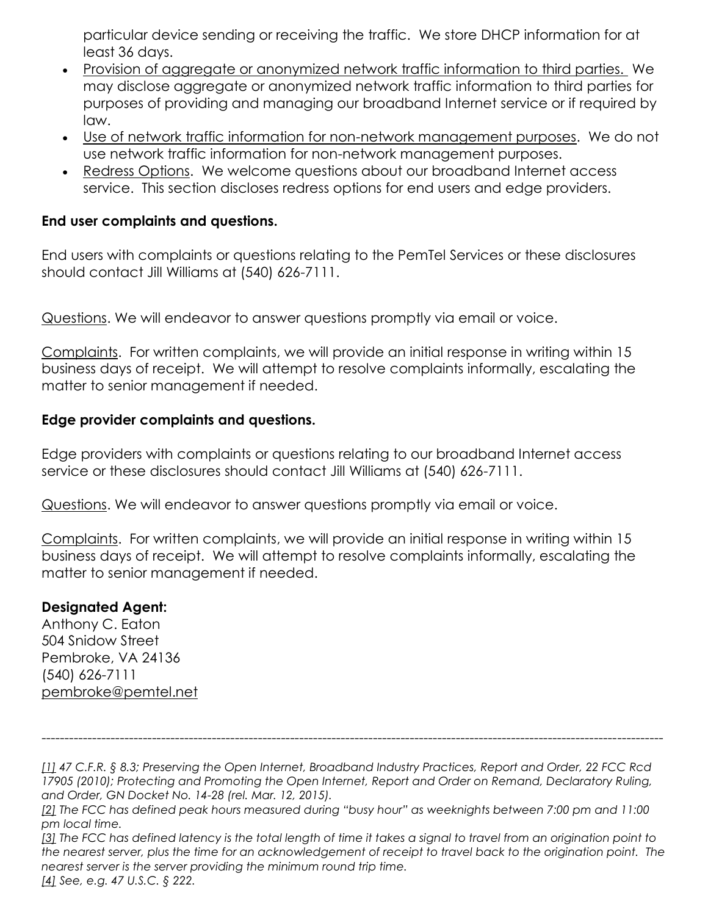particular device sending or receiving the traffic. We store DHCP information for at least 36 days.

- Provision of aggregate or anonymized network traffic information to third parties. We may disclose aggregate or anonymized network traffic information to third parties for purposes of providing and managing our broadband Internet service or if required by law.
- Use of network traffic information for non-network management purposes. We do not use network traffic information for non-network management purposes.
- Redress Options. We welcome questions about our broadband Internet access service. This section discloses redress options for end users and edge providers.

**End user complaints and questions.**

End users with complaints or questions relating to the PemTel Services or these disclosures should contact Jill Williams at (540) 626-7111.

Questions. We will endeavor to answer questions promptly via email or voice.

Complaints. For written complaints, we will provide an initial response in writing within 15 business days of receipt. We will attempt to resolve complaints informally, escalating the matter to senior management if needed.

**Edge provider complaints and questions.**

Edge providers with complaints or questions relating to our broadband Internet access service or these disclosures should contact Jill Williams at (540) 626-7111.

Questions. We will endeavor to answer questions promptly via email or voice.

Complaints. For written complaints, we will provide an initial response in writing within 15 business days of receipt. We will attempt to resolve complaints informally, escalating the matter to senior management if needed.

**Designated Agent:**
Anthony C. Eaton
504 Snidow Street
Pembroke, VA 24136
(540) 626-7111
pembroke@pemtel.net

---

*[1] 47 C.F.R. § 8.3; Preserving the Open Internet, Broadband Industry Practices, Report and Order, 22 FCC Rcd 17905 (2010); Protecting and Promoting the Open Internet, Report and Order on Remand, Declaratory Ruling, and Order, GN Docket No. 14-28 (rel. Mar. 12, 2015).*

*[2] The FCC has defined peak hours measured during "busy hour" as weeknights between 7:00 pm and 11:00 pm local time.*

*[3] The FCC has defined latency is the total length of time it takes a signal to travel from an origination point to the nearest server, plus the time for an acknowledgement of receipt to travel back to the origination point. The nearest server is the server providing the minimum round trip time.*

*[4] See, e.g. 47 U.S.C. § 222.*